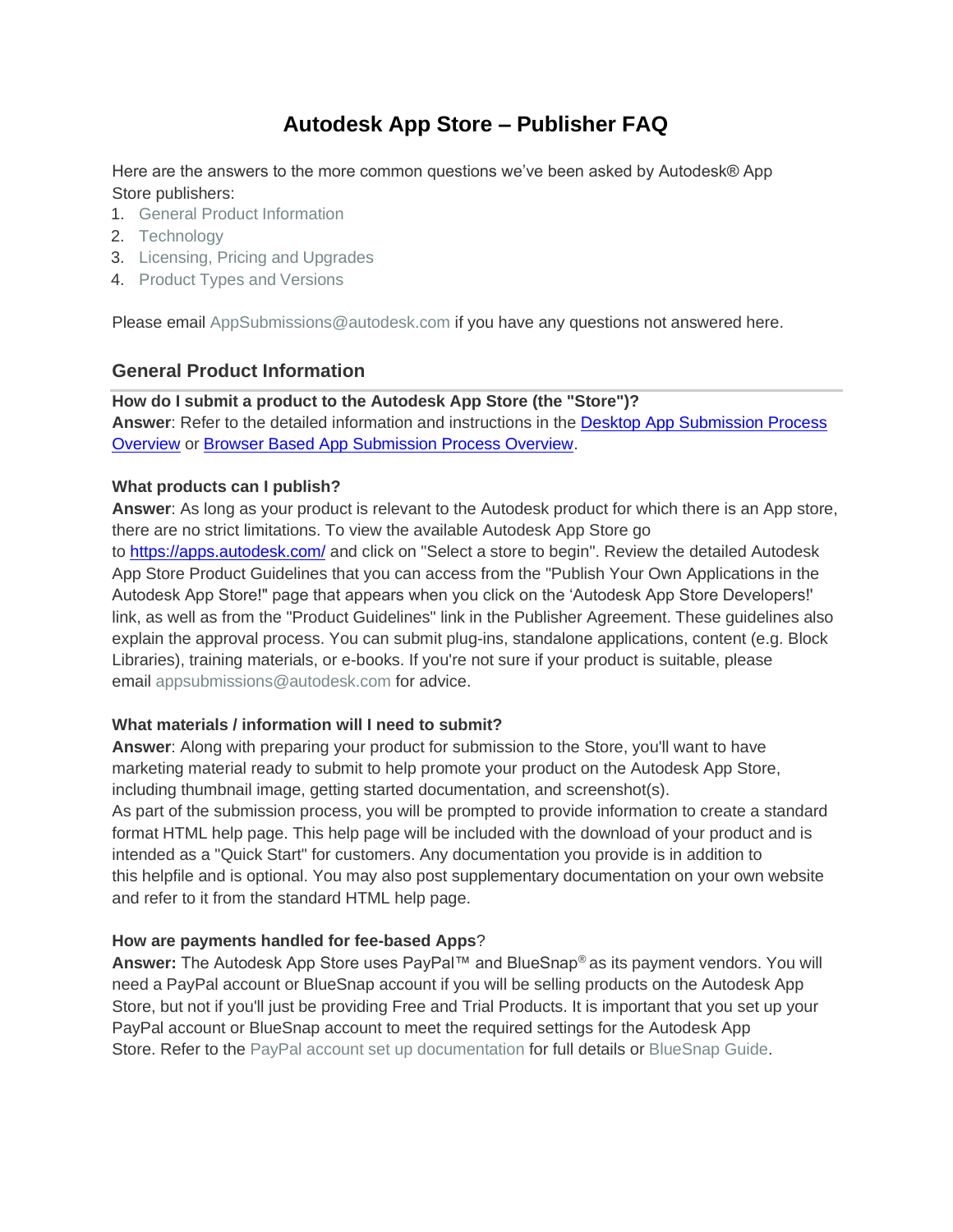# Autodesk App Store – Publisher FAQ

Here are the answers to the more common questions we've been asked by Autodesk® App Store publishers:

1. General Product Information
2. Technology
3. Licensing, Pricing and Upgrades
4. Product Types and Versions

Please email AppSubmissions@autodesk.com if you have any questions not answered here.

## General Product Information

**How do I submit a product to the Autodesk App Store (the "Store")?**
**Answer**: Refer to the detailed information and instructions in the Desktop App Submission Process Overview or Browser Based App Submission Process Overview.

**What products can I publish?**
**Answer**: As long as your product is relevant to the Autodesk product for which there is an App store, there are no strict limitations. To view the available Autodesk App Store go to https://apps.autodesk.com/ and click on "Select a store to begin". Review the detailed Autodesk App Store Product Guidelines that you can access from the "Publish Your Own Applications in the Autodesk App Store!" page that appears when you click on the 'Autodesk App Store Developers!' link, as well as from the "Product Guidelines" link in the Publisher Agreement. These guidelines also explain the approval process. You can submit plug-ins, standalone applications, content (e.g. Block Libraries), training materials, or e-books. If you're not sure if your product is suitable, please email appsubmissions@autodesk.com for advice.

**What materials / information will I need to submit?**
**Answer**: Along with preparing your product for submission to the Store, you'll want to have marketing material ready to submit to help promote your product on the Autodesk App Store, including thumbnail image, getting started documentation, and screenshot(s).
As part of the submission process, you will be prompted to provide information to create a standard format HTML help page. This help page will be included with the download of your product and is intended as a "Quick Start" for customers. Any documentation you provide is in addition to this helpfile and is optional. You may also post supplementary documentation on your own website and refer to it from the standard HTML help page.

**How are payments handled for fee-based Apps**?
**Answer:** The Autodesk App Store uses PayPal™ and BlueSnap® as its payment vendors. You will need a PayPal account or BlueSnap account if you will be selling products on the Autodesk App Store, but not if you'll just be providing Free and Trial Products. It is important that you set up your PayPal account or BlueSnap account to meet the required settings for the Autodesk App Store. Refer to the PayPal account set up documentation for full details or BlueSnap Guide.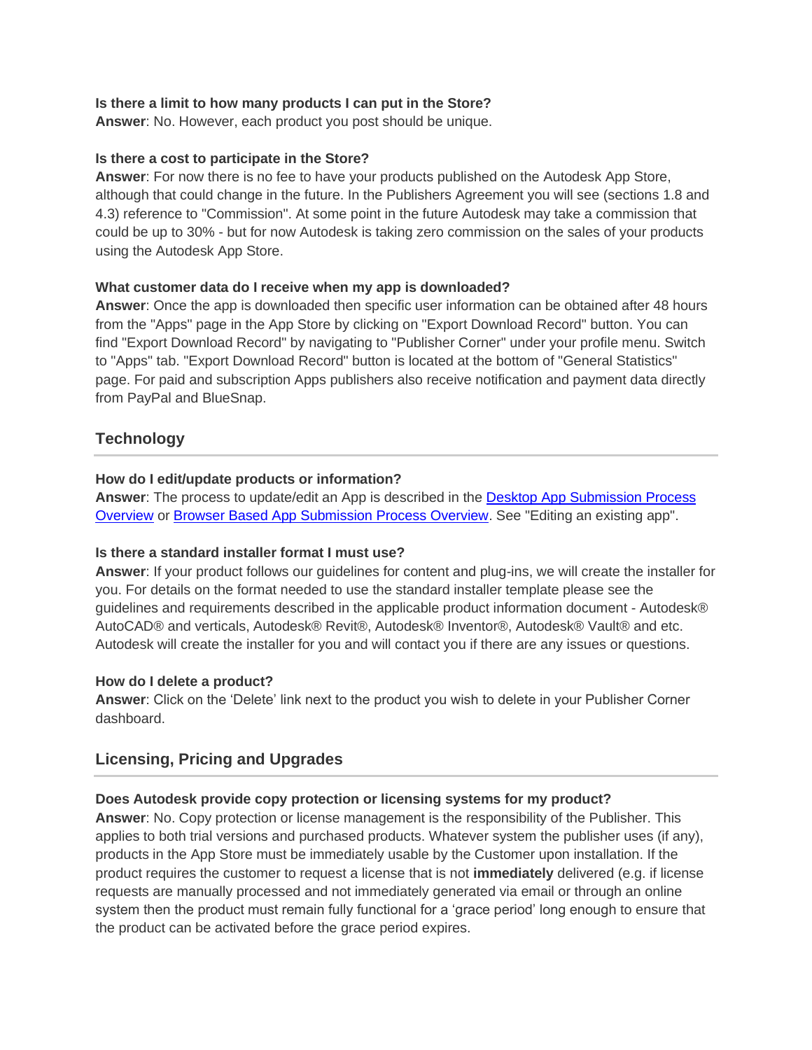**Is there a limit to how many products I can put in the Store?**
**Answer**: No. However, each product you post should be unique.

**Is there a cost to participate in the Store?**
**Answer**: For now there is no fee to have your products published on the Autodesk App Store, although that could change in the future. In the Publishers Agreement you will see (sections 1.8 and 4.3) reference to "Commission". At some point in the future Autodesk may take a commission that could be up to 30% - but for now Autodesk is taking zero commission on the sales of your products using the Autodesk App Store.

**What customer data do I receive when my app is downloaded?**
**Answer**: Once the app is downloaded then specific user information can be obtained after 48 hours from the "Apps" page in the App Store by clicking on "Export Download Record" button. You can find "Export Download Record" by navigating to "Publisher Corner" under your profile menu. Switch to "Apps" tab. "Export Download Record" button is located at the bottom of "General Statistics" page. For paid and subscription Apps publishers also receive notification and payment data directly from PayPal and BlueSnap.

## Technology

**How do I edit/update products or information?**
**Answer**: The process to update/edit an App is described in the Desktop App Submission Process Overview or Browser Based App Submission Process Overview. See "Editing an existing app".

**Is there a standard installer format I must use?**
**Answer**: If your product follows our guidelines for content and plug-ins, we will create the installer for you. For details on the format needed to use the standard installer template please see the guidelines and requirements described in the applicable product information document - Autodesk® AutoCAD® and verticals, Autodesk® Revit®, Autodesk® Inventor®, Autodesk® Vault® and etc. Autodesk will create the installer for you and will contact you if there are any issues or questions.

**How do I delete a product?**
**Answer**: Click on the 'Delete' link next to the product you wish to delete in your Publisher Corner dashboard.

## Licensing, Pricing and Upgrades

**Does Autodesk provide copy protection or licensing systems for my product?**
**Answer**: No. Copy protection or license management is the responsibility of the Publisher. This applies to both trial versions and purchased products. Whatever system the publisher uses (if any), products in the App Store must be immediately usable by the Customer upon installation. If the product requires the customer to request a license that is not **immediately** delivered (e.g. if license requests are manually processed and not immediately generated via email or through an online system then the product must remain fully functional for a 'grace period' long enough to ensure that the product can be activated before the grace period expires.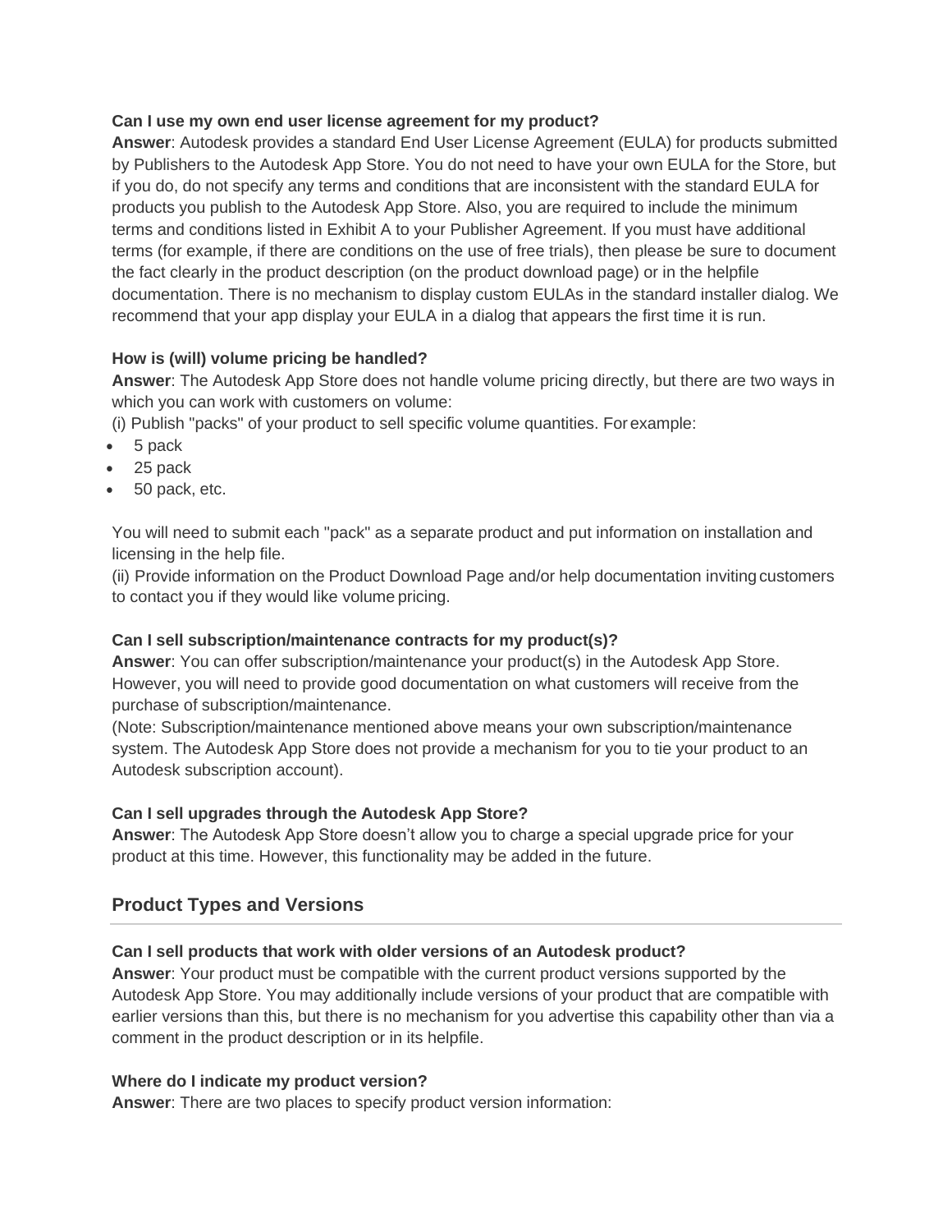**Can I use my own end user license agreement for my product?**
**Answer**: Autodesk provides a standard End User License Agreement (EULA) for products submitted by Publishers to the Autodesk App Store. You do not need to have your own EULA for the Store, but if you do, do not specify any terms and conditions that are inconsistent with the standard EULA for products you publish to the Autodesk App Store. Also, you are required to include the minimum terms and conditions listed in Exhibit A to your Publisher Agreement. If you must have additional terms (for example, if there are conditions on the use of free trials), then please be sure to document the fact clearly in the product description (on the product download page) or in the helpfile documentation. There is no mechanism to display custom EULAs in the standard installer dialog. We recommend that your app display your EULA in a dialog that appears the first time it is run.

**How is (will) volume pricing be handled?**
**Answer**: The Autodesk App Store does not handle volume pricing directly, but there are two ways in which you can work with customers on volume:
(i) Publish "packs" of your product to sell specific volume quantities. For example:

- 5 pack
- 25 pack
- 50 pack, etc.

You will need to submit each "pack" as a separate product and put information on installation and licensing in the help file.
(ii) Provide information on the Product Download Page and/or help documentation inviting customers to contact you if they would like volume pricing.

**Can I sell subscription/maintenance contracts for my product(s)?**
**Answer**: You can offer subscription/maintenance your product(s) in the Autodesk App Store. However, you will need to provide good documentation on what customers will receive from the purchase of subscription/maintenance.
(Note: Subscription/maintenance mentioned above means your own subscription/maintenance system. The Autodesk App Store does not provide a mechanism for you to tie your product to an Autodesk subscription account).

**Can I sell upgrades through the Autodesk App Store?**
**Answer**: The Autodesk App Store doesn't allow you to charge a special upgrade price for your product at this time. However, this functionality may be added in the future.

## Product Types and Versions

**Can I sell products that work with older versions of an Autodesk product?**
**Answer**: Your product must be compatible with the current product versions supported by the Autodesk App Store. You may additionally include versions of your product that are compatible with earlier versions than this, but there is no mechanism for you advertise this capability other than via a comment in the product description or in its helpfile.

**Where do I indicate my product version?**
**Answer**: There are two places to specify product version information: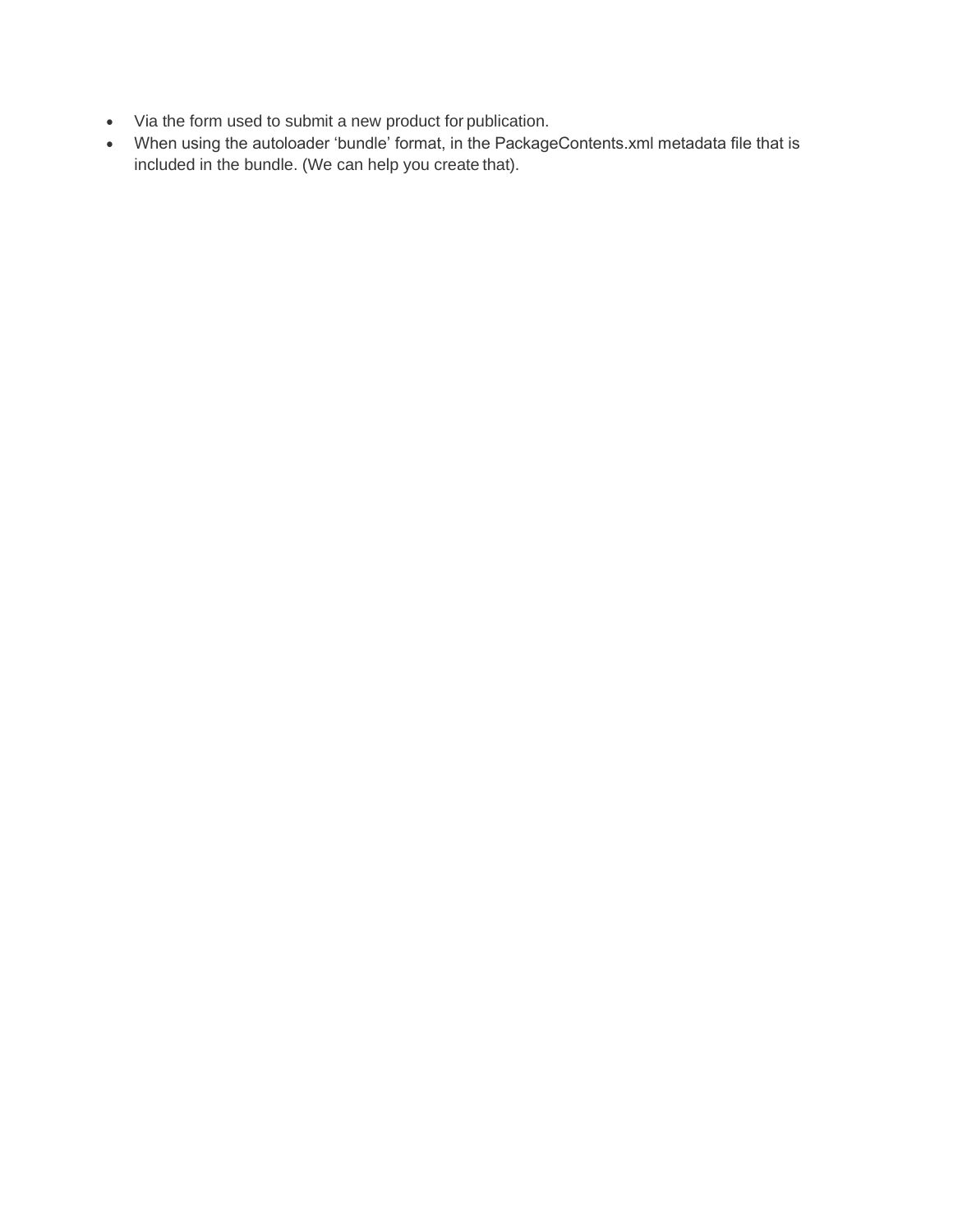- Via the form used to submit a new product for publication.
- When using the autoloader ‘bundle’ format, in the PackageContents.xml metadata file that is included in the bundle. (We can help you create that).